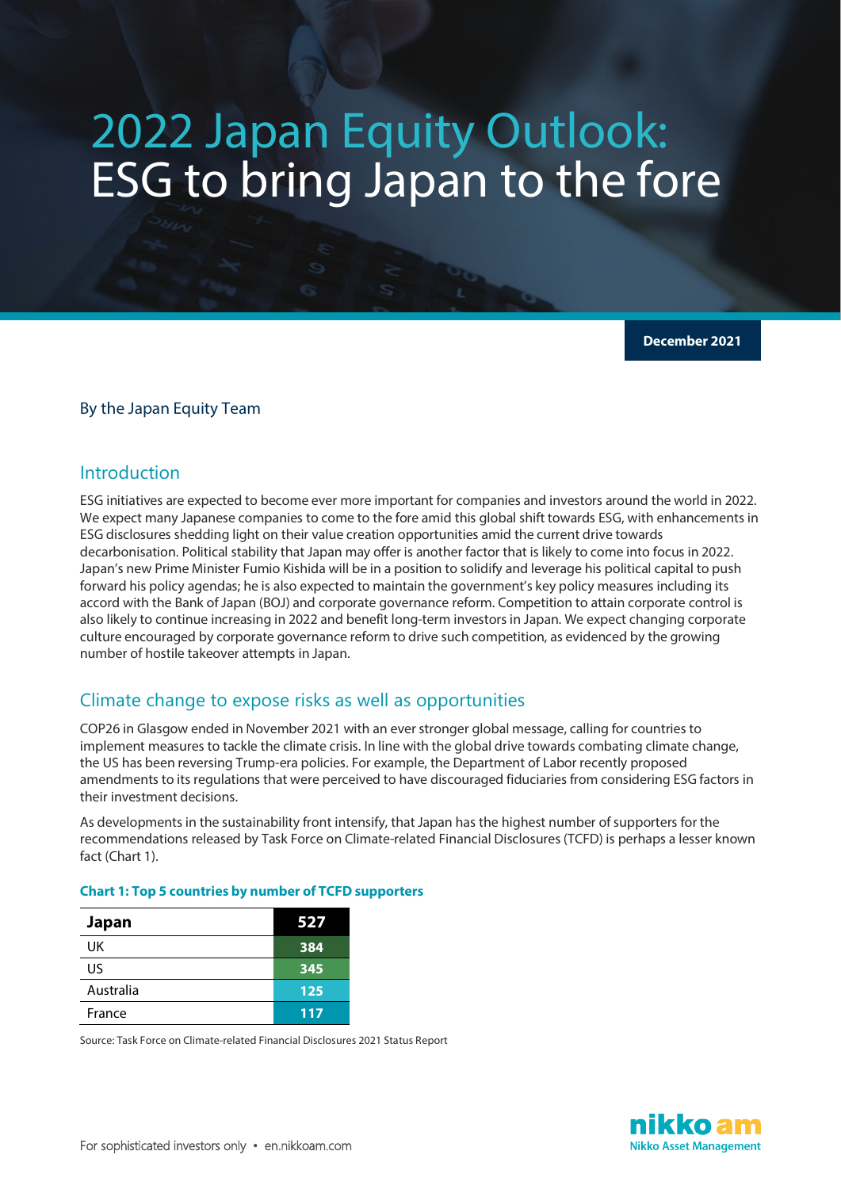# 2022 Japan Equity Outlook: ESG to bring Japan to the fore

December 2021

By the Japan Equity Team

## Introduction

ESG initiatives are expected to become ever more important for companies and investors around the world in 2022. We expect many Japanese companies to come to the fore amid this global shift towards ESG, with enhancements in ESG disclosures shedding light on their value creation opportunities amid the current drive towards decarbonisation. Political stability that Japan may offer is another factor that is likely to come into focus in 2022. Japan's new Prime Minister Fumio Kishida will be in a position to solidify and leverage his political capital to push forward his policy agendas; he is also expected to maintain the government's key policy measures including its accord with the Bank of Japan (BOJ) and corporate governance reform. Competition to attain corporate control is also likely to continue increasing in 2022 and benefit long-term investors in Japan. We expect changing corporate culture encouraged by corporate governance reform to drive such competition, as evidenced by the growing number of hostile takeover attempts in Japan.

## Climate change to expose risks as well as opportunities

COP26 in Glasgow ended in November 2021 with an ever stronger global message, calling for countries to implement measures to tackle the climate crisis. In line with the global drive towards combating climate change, the US has been reversing Trump-era policies. For example, the Department of Labor recently proposed amendments to its regulations that were perceived to have discouraged fiduciaries from considering ESG factors in their investment decisions.

As developments in the sustainability front intensify, that Japan has the highest number of supporters for the recommendations released by Task Force on Climate-related Financial Disclosures (TCFD) is perhaps a lesser known fact (Chart 1).

**Chart 1: Top 5 countries by number of TCFD supporters**

| Country | Supporters |
|---|---|
| **Japan** | **527** |
| UK | 384 |
| US | 345 |
| Australia | 125 |
| France | 117 |

Source: Task Force on Climate-related Financial Disclosures 2021 Status Report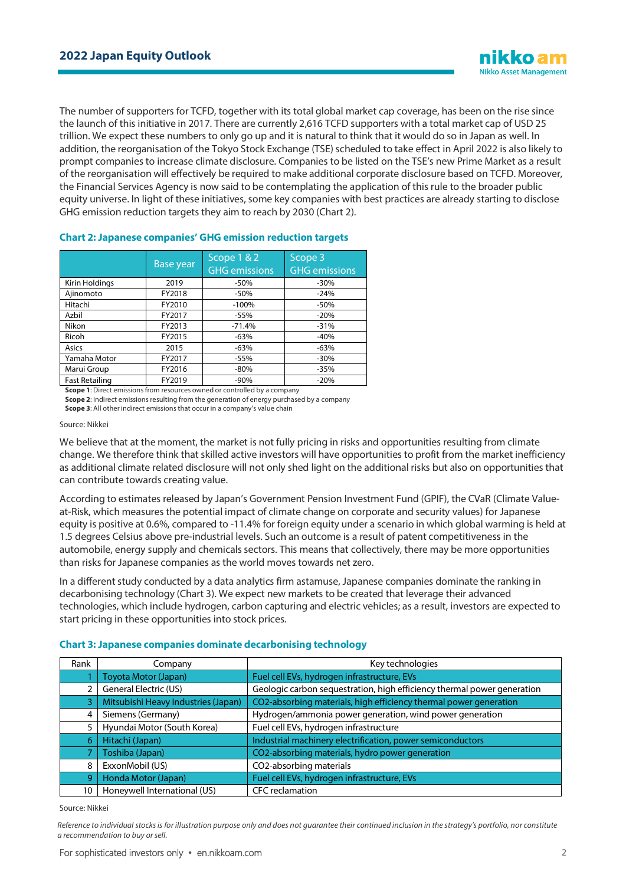The number of supporters for TCFD, together with its total global market cap coverage, has been on the rise since the launch of this initiative in 2017. There are currently 2,616 TCFD supporters with a total market cap of USD 25 trillion. We expect these numbers to only go up and it is natural to think that it would do so in Japan as well. In addition, the reorganisation of the Tokyo Stock Exchange (TSE) scheduled to take effect in April 2022 is also likely to prompt companies to increase climate disclosure. Companies to be listed on the TSE's new Prime Market as a result of the reorganisation will effectively be required to make additional corporate disclosure based on TCFD. Moreover, the Financial Services Agency is now said to be contemplating the application of this rule to the broader public equity universe. In light of these initiatives, some key companies with best practices are already starting to disclose GHG emission reduction targets they aim to reach by 2030 (Chart 2).

### Chart 2: Japanese companies' GHG emission reduction targets

| | Base year | Scope 1 & 2 GHG emissions | Scope 3 GHG emissions |
|---|---|---|---|
| Kirin Holdings | 2019 | -50% | -30% |
| Ajinomoto | FY2018 | -50% | -24% |
| Hitachi | FY2010 | -100% | -50% |
| Azbil | FY2017 | -55% | -20% |
| Nikon | FY2013 | -71.4% | -31% |
| Ricoh | FY2015 | -63% | -40% |
| Asics | 2015 | -63% | -63% |
| Yamaha Motor | FY2017 | -55% | -30% |
| Marui Group | FY2016 | -80% | -35% |
| Fast Retailing | FY2019 | -90% | -20% |

**Scope 1**: Direct emissions from resources owned or controlled by a company
**Scope 2**: Indirect emissions resulting from the generation of energy purchased by a company
**Scope 3**: All other indirect emissions that occur in a company's value chain

Source: Nikkei

We believe that at the moment, the market is not fully pricing in risks and opportunities resulting from climate change. We therefore think that skilled active investors will have opportunities to profit from the market inefficiency as additional climate related disclosure will not only shed light on the additional risks but also on opportunities that can contribute towards creating value.

According to estimates released by Japan's Government Pension Investment Fund (GPIF), the CVaR (Climate Value-at-Risk, which measures the potential impact of climate change on corporate and security values) for Japanese equity is positive at 0.6%, compared to -11.4% for foreign equity under a scenario in which global warming is held at 1.5 degrees Celsius above pre-industrial levels. Such an outcome is a result of patent competitiveness in the automobile, energy supply and chemicals sectors. This means that collectively, there may be more opportunities than risks for Japanese companies as the world moves towards net zero.

In a different study conducted by a data analytics firm astamuse, Japanese companies dominate the ranking in decarbonising technology (Chart 3). We expect new markets to be created that leverage their advanced technologies, which include hydrogen, carbon capturing and electric vehicles; as a result, investors are expected to start pricing in these opportunities into stock prices.

### Chart 3: Japanese companies dominate decarbonising technology

| Rank | Company | Key technologies |
|---|---|---|
| 1 | Toyota Motor (Japan) | Fuel cell EVs, hydrogen infrastructure, EVs |
| 2 | General Electric (US) | Geologic carbon sequestration, high efficiency thermal power generation |
| 3 | Mitsubishi Heavy Industries (Japan) | CO2-absorbing materials, high efficiency thermal power generation |
| 4 | Siemens (Germany) | Hydrogen/ammonia power generation, wind power generation |
| 5 | Hyundai Motor (South Korea) | Fuel cell EVs, hydrogen infrastructure |
| 6 | Hitachi (Japan) | Industrial machinery electrification, power semiconductors |
| 7 | Toshiba (Japan) | CO2-absorbing materials, hydro power generation |
| 8 | ExxonMobil (US) | CO2-absorbing materials |
| 9 | Honda Motor (Japan) | Fuel cell EVs, hydrogen infrastructure, EVs |
| 10 | Honeywell International (US) | CFC reclamation |

Source: Nikkei

*Reference to individual stocks is for illustration purpose only and does not guarantee their continued inclusion in the strategy's portfolio, nor constitute a recommendation to buy or sell.*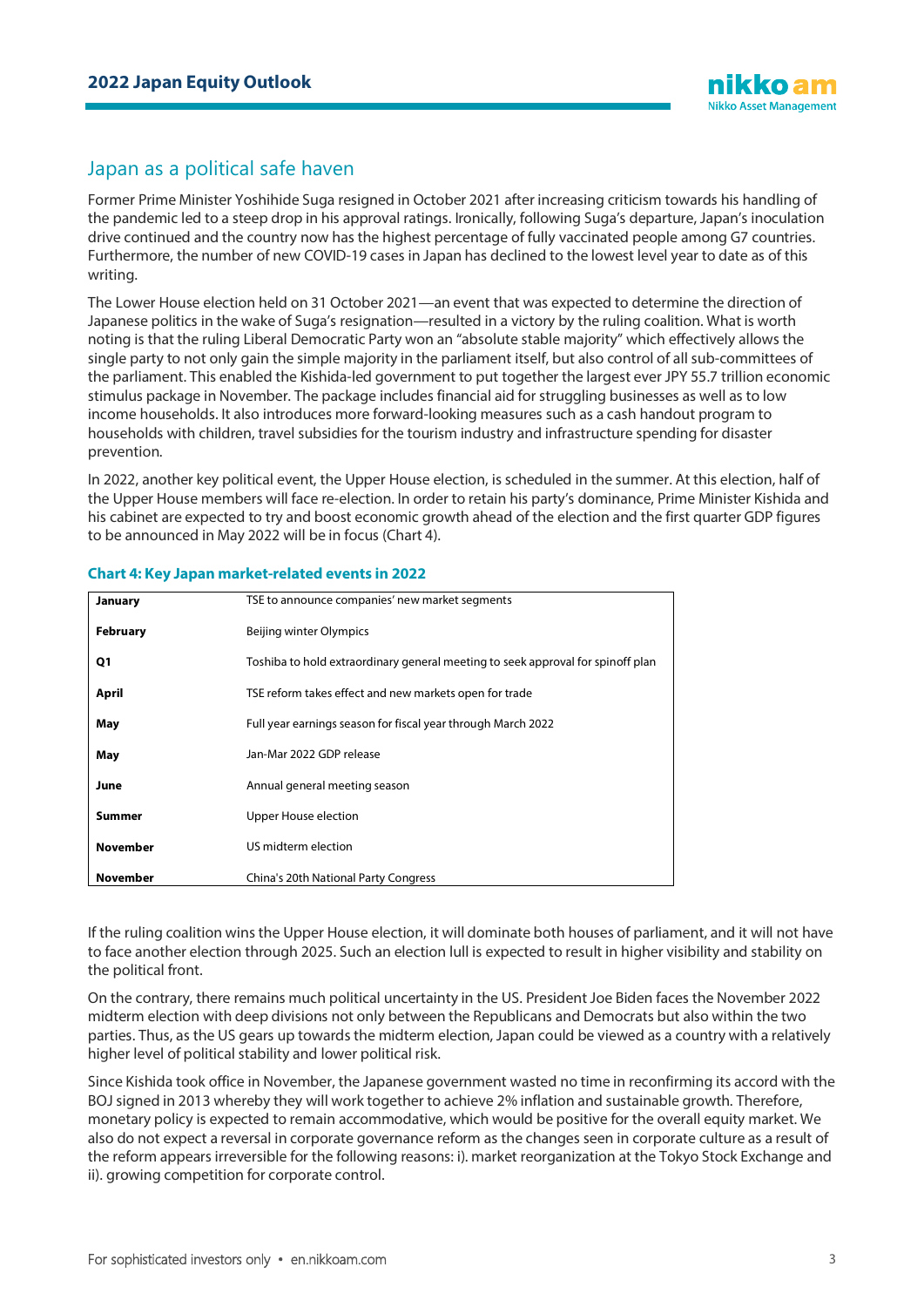## Japan as a political safe haven

Former Prime Minister Yoshihide Suga resigned in October 2021 after increasing criticism towards his handling of the pandemic led to a steep drop in his approval ratings. Ironically, following Suga's departure, Japan's inoculation drive continued and the country now has the highest percentage of fully vaccinated people among G7 countries. Furthermore, the number of new COVID-19 cases in Japan has declined to the lowest level year to date as of this writing.

The Lower House election held on 31 October 2021—an event that was expected to determine the direction of Japanese politics in the wake of Suga's resignation—resulted in a victory by the ruling coalition. What is worth noting is that the ruling Liberal Democratic Party won an "absolute stable majority" which effectively allows the single party to not only gain the simple majority in the parliament itself, but also control of all sub-committees of the parliament. This enabled the Kishida-led government to put together the largest ever JPY 55.7 trillion economic stimulus package in November. The package includes financial aid for struggling businesses as well as to low income households. It also introduces more forward-looking measures such as a cash handout program to households with children, travel subsidies for the tourism industry and infrastructure spending for disaster prevention.

In 2022, another key political event, the Upper House election, is scheduled in the summer. At this election, half of the Upper House members will face re-election. In order to retain his party's dominance, Prime Minister Kishida and his cabinet are expected to try and boost economic growth ahead of the election and the first quarter GDP figures to be announced in May 2022 will be in focus (Chart 4).

**Chart 4: Key Japan market-related events in 2022**

| | |
|---|---|
| **January** | TSE to announce companies' new market segments |
| **February** | Beijing winter Olympics |
| **Q1** | Toshiba to hold extraordinary general meeting to seek approval for spinoff plan |
| **April** | TSE reform takes effect and new markets open for trade |
| **May** | Full year earnings season for fiscal year through March 2022 |
| **May** | Jan-Mar 2022 GDP release |
| **June** | Annual general meeting season |
| **Summer** | Upper House election |
| **November** | US midterm election |
| **November** | China's 20th National Party Congress |

If the ruling coalition wins the Upper House election, it will dominate both houses of parliament, and it will not have to face another election through 2025. Such an election lull is expected to result in higher visibility and stability on the political front.

On the contrary, there remains much political uncertainty in the US. President Joe Biden faces the November 2022 midterm election with deep divisions not only between the Republicans and Democrats but also within the two parties. Thus, as the US gears up towards the midterm election, Japan could be viewed as a country with a relatively higher level of political stability and lower political risk.

Since Kishida took office in November, the Japanese government wasted no time in reconfirming its accord with the BOJ signed in 2013 whereby they will work together to achieve 2% inflation and sustainable growth. Therefore, monetary policy is expected to remain accommodative, which would be positive for the overall equity market. We also do not expect a reversal in corporate governance reform as the changes seen in corporate culture as a result of the reform appears irreversible for the following reasons: i). market reorganization at the Tokyo Stock Exchange and ii). growing competition for corporate control.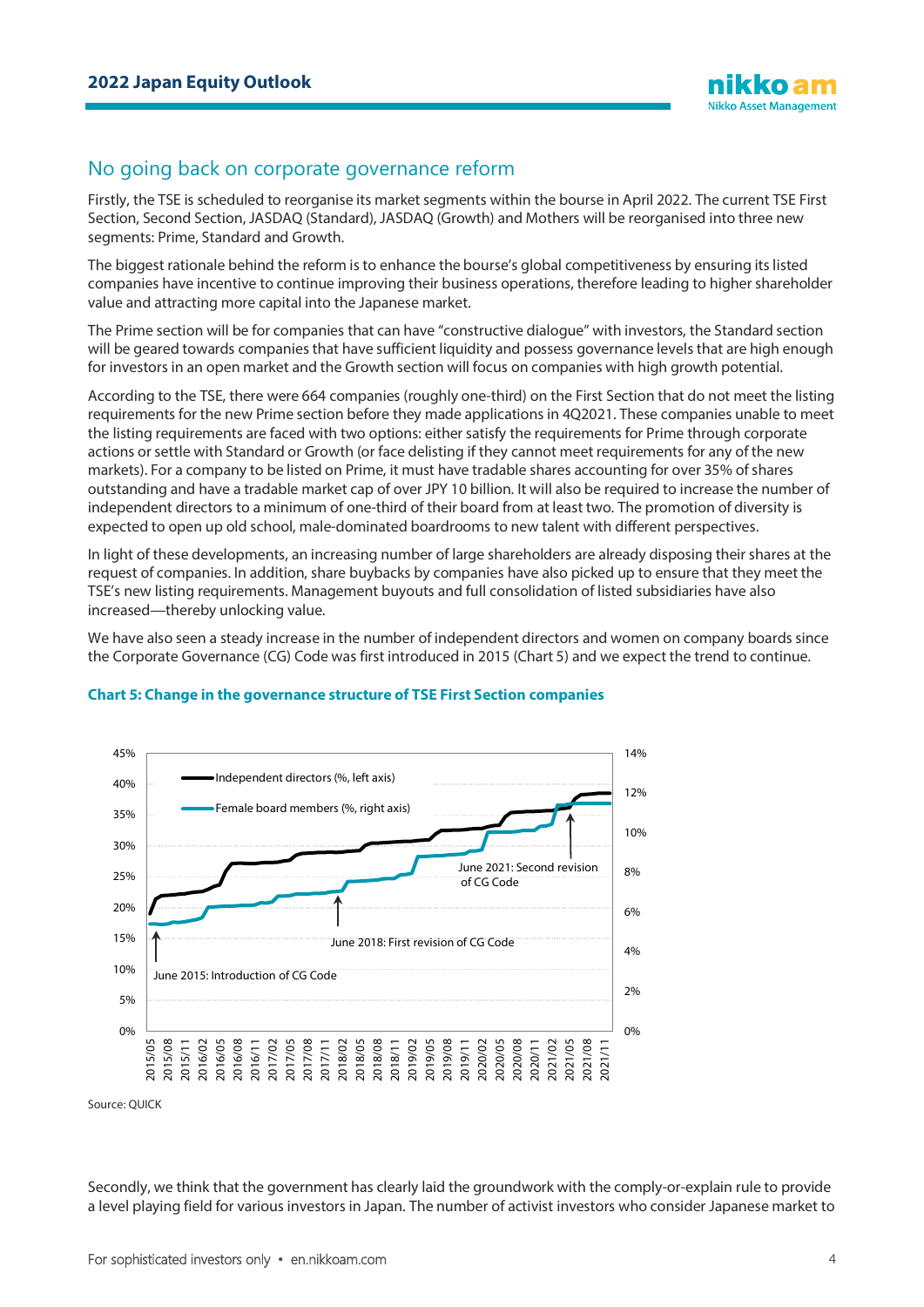## No going back on corporate governance reform

Firstly, the TSE is scheduled to reorganise its market segments within the bourse in April 2022. The current TSE First Section, Second Section, JASDAQ (Standard), JASDAQ (Growth) and Mothers will be reorganised into three new segments: Prime, Standard and Growth.

The biggest rationale behind the reform is to enhance the bourse's global competitiveness by ensuring its listed companies have incentive to continue improving their business operations, therefore leading to higher shareholder value and attracting more capital into the Japanese market.

The Prime section will be for companies that can have "constructive dialogue" with investors, the Standard section will be geared towards companies that have sufficient liquidity and possess governance levels that are high enough for investors in an open market and the Growth section will focus on companies with high growth potential.

According to the TSE, there were 664 companies (roughly one-third) on the First Section that do not meet the listing requirements for the new Prime section before they made applications in 4Q2021. These companies unable to meet the listing requirements are faced with two options: either satisfy the requirements for Prime through corporate actions or settle with Standard or Growth (or face delisting if they cannot meet requirements for any of the new markets). For a company to be listed on Prime, it must have tradable shares accounting for over 35% of shares outstanding and have a tradable market cap of over JPY 10 billion. It will also be required to increase the number of independent directors to a minimum of one-third of their board from at least two. The promotion of diversity is expected to open up old school, male-dominated boardrooms to new talent with different perspectives.

In light of these developments, an increasing number of large shareholders are already disposing their shares at the request of companies. In addition, share buybacks by companies have also picked up to ensure that they meet the TSE's new listing requirements. Management buyouts and full consolidation of listed subsidiaries have also increased—thereby unlocking value.

We have also seen a steady increase in the number of independent directors and women on company boards since the Corporate Governance (CG) Code was first introduced in 2015 (Chart 5) and we expect the trend to continue.

**Chart 5: Change in the governance structure of TSE First Section companies**

Source: QUICK

Secondly, we think that the government has clearly laid the groundwork with the comply-or-explain rule to provide a level playing field for various investors in Japan. The number of activist investors who consider Japanese market to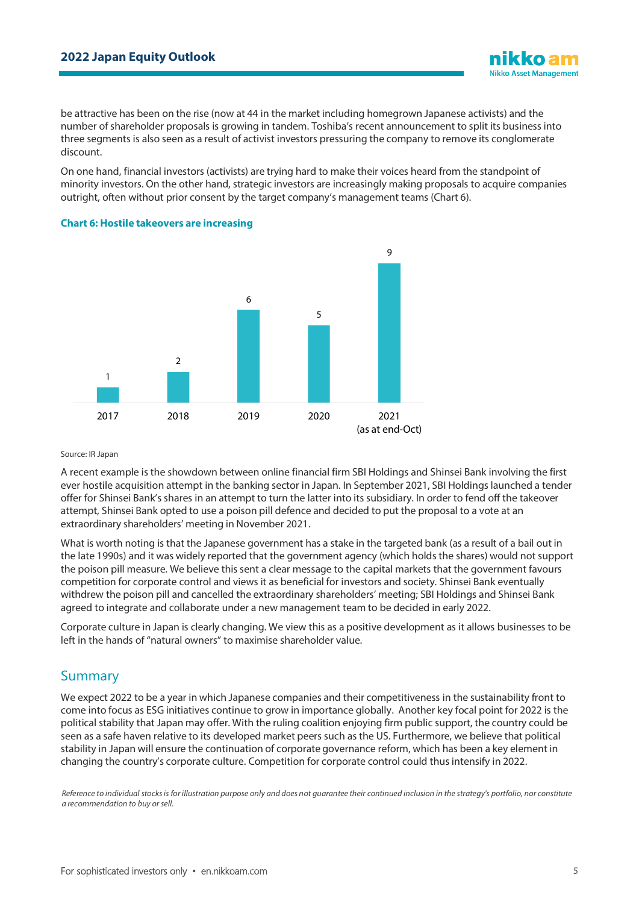be attractive has been on the rise (now at 44 in the market including homegrown Japanese activists) and the number of shareholder proposals is growing in tandem. Toshiba's recent announcement to split its business into three segments is also seen as a result of activist investors pressuring the company to remove its conglomerate discount.

On one hand, financial investors (activists) are trying hard to make their voices heard from the standpoint of minority investors. On the other hand, strategic investors are increasingly making proposals to acquire companies outright, often without prior consent by the target company's management teams (Chart 6).

**Chart 6: Hostile takeovers are increasing**

| Year | Hostile takeovers |
|---|---|
| 2017 | 1 |
| 2018 | 2 |
| 2019 | 6 |
| 2020 | 5 |
| 2021 (as at end-Oct) | 9 |

Source: IR Japan

A recent example is the showdown between online financial firm SBI Holdings and Shinsei Bank involving the first ever hostile acquisition attempt in the banking sector in Japan. In September 2021, SBI Holdings launched a tender offer for Shinsei Bank's shares in an attempt to turn the latter into its subsidiary. In order to fend off the takeover attempt, Shinsei Bank opted to use a poison pill defence and decided to put the proposal to a vote at an extraordinary shareholders' meeting in November 2021.

What is worth noting is that the Japanese government has a stake in the targeted bank (as a result of a bail out in the late 1990s) and it was widely reported that the government agency (which holds the shares) would not support the poison pill measure. We believe this sent a clear message to the capital markets that the government favours competition for corporate control and views it as beneficial for investors and society. Shinsei Bank eventually withdrew the poison pill and cancelled the extraordinary shareholders' meeting; SBI Holdings and Shinsei Bank agreed to integrate and collaborate under a new management team to be decided in early 2022.

Corporate culture in Japan is clearly changing. We view this as a positive development as it allows businesses to be left in the hands of "natural owners" to maximise shareholder value.

## Summary

We expect 2022 to be a year in which Japanese companies and their competitiveness in the sustainability front to come into focus as ESG initiatives continue to grow in importance globally. Another key focal point for 2022 is the political stability that Japan may offer. With the ruling coalition enjoying firm public support, the country could be seen as a safe haven relative to its developed market peers such as the US. Furthermore, we believe that political stability in Japan will ensure the continuation of corporate governance reform, which has been a key element in changing the country's corporate culture. Competition for corporate control could thus intensify in 2022.

*Reference to individual stocks is for illustration purpose only and does not guarantee their continued inclusion in the strategy's portfolio, nor constitute a recommendation to buy or sell.*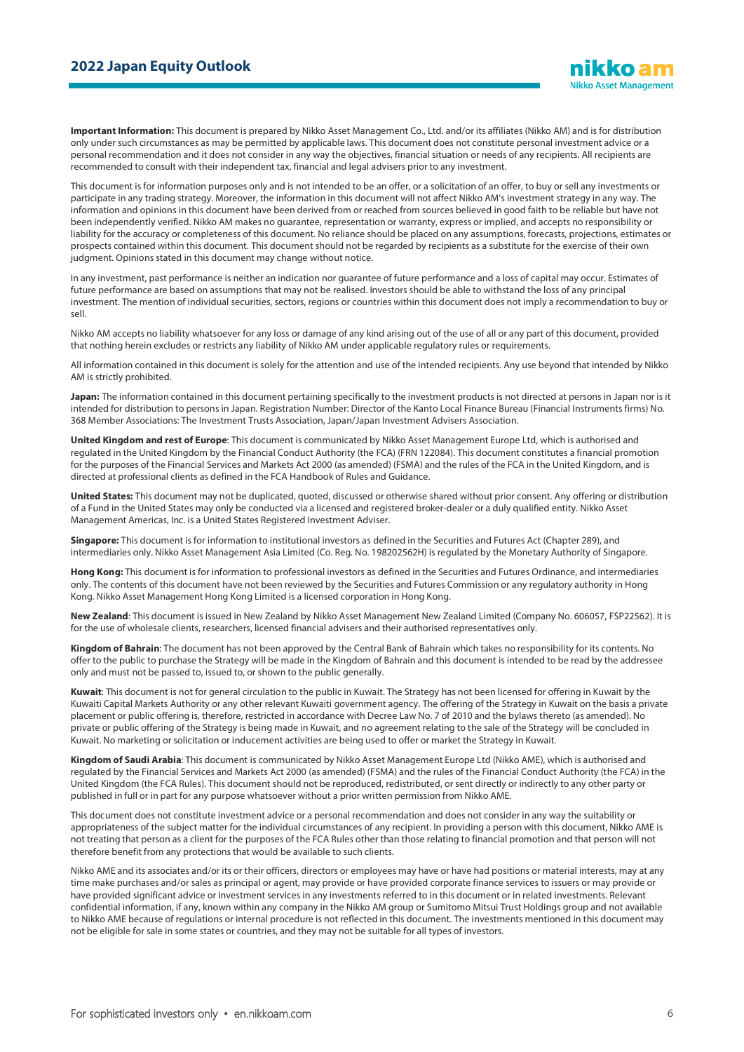**Important Information:** This document is prepared by Nikko Asset Management Co., Ltd. and/or its affiliates (Nikko AM) and is for distribution only under such circumstances as may be permitted by applicable laws. This document does not constitute personal investment advice or a personal recommendation and it does not consider in any way the objectives, financial situation or needs of any recipients. All recipients are recommended to consult with their independent tax, financial and legal advisers prior to any investment.

This document is for information purposes only and is not intended to be an offer, or a solicitation of an offer, to buy or sell any investments or participate in any trading strategy. Moreover, the information in this document will not affect Nikko AM's investment strategy in any way. The information and opinions in this document have been derived from or reached from sources believed in good faith to be reliable but have not been independently verified. Nikko AM makes no guarantee, representation or warranty, express or implied, and accepts no responsibility or liability for the accuracy or completeness of this document. No reliance should be placed on any assumptions, forecasts, projections, estimates or prospects contained within this document. This document should not be regarded by recipients as a substitute for the exercise of their own judgment. Opinions stated in this document may change without notice.

In any investment, past performance is neither an indication nor guarantee of future performance and a loss of capital may occur. Estimates of future performance are based on assumptions that may not be realised. Investors should be able to withstand the loss of any principal investment. The mention of individual securities, sectors, regions or countries within this document does not imply a recommendation to buy or sell.

Nikko AM accepts no liability whatsoever for any loss or damage of any kind arising out of the use of all or any part of this document, provided that nothing herein excludes or restricts any liability of Nikko AM under applicable regulatory rules or requirements.

All information contained in this document is solely for the attention and use of the intended recipients. Any use beyond that intended by Nikko AM is strictly prohibited.

**Japan:** The information contained in this document pertaining specifically to the investment products is not directed at persons in Japan nor is it intended for distribution to persons in Japan. Registration Number: Director of the Kanto Local Finance Bureau (Financial Instruments firms) No. 368 Member Associations: The Investment Trusts Association, Japan/Japan Investment Advisers Association.

**United Kingdom and rest of Europe**: This document is communicated by Nikko Asset Management Europe Ltd, which is authorised and regulated in the United Kingdom by the Financial Conduct Authority (the FCA) (FRN 122084). This document constitutes a financial promotion for the purposes of the Financial Services and Markets Act 2000 (as amended) (FSMA) and the rules of the FCA in the United Kingdom, and is directed at professional clients as defined in the FCA Handbook of Rules and Guidance.

**United States:** This document may not be duplicated, quoted, discussed or otherwise shared without prior consent. Any offering or distribution of a Fund in the United States may only be conducted via a licensed and registered broker-dealer or a duly qualified entity. Nikko Asset Management Americas, Inc. is a United States Registered Investment Adviser.

**Singapore:** This document is for information to institutional investors as defined in the Securities and Futures Act (Chapter 289), and intermediaries only. Nikko Asset Management Asia Limited (Co. Reg. No. 198202562H) is regulated by the Monetary Authority of Singapore.

**Hong Kong:** This document is for information to professional investors as defined in the Securities and Futures Ordinance, and intermediaries only. The contents of this document have not been reviewed by the Securities and Futures Commission or any regulatory authority in Hong Kong. Nikko Asset Management Hong Kong Limited is a licensed corporation in Hong Kong.

**New Zealand**: This document is issued in New Zealand by Nikko Asset Management New Zealand Limited (Company No. 606057, FSP22562). It is for the use of wholesale clients, researchers, licensed financial advisers and their authorised representatives only.

**Kingdom of Bahrain**: The document has not been approved by the Central Bank of Bahrain which takes no responsibility for its contents. No offer to the public to purchase the Strategy will be made in the Kingdom of Bahrain and this document is intended to be read by the addressee only and must not be passed to, issued to, or shown to the public generally.

**Kuwait**: This document is not for general circulation to the public in Kuwait. The Strategy has not been licensed for offering in Kuwait by the Kuwaiti Capital Markets Authority or any other relevant Kuwaiti government agency. The offering of the Strategy in Kuwait on the basis a private placement or public offering is, therefore, restricted in accordance with Decree Law No. 7 of 2010 and the bylaws thereto (as amended). No private or public offering of the Strategy is being made in Kuwait, and no agreement relating to the sale of the Strategy will be concluded in Kuwait. No marketing or solicitation or inducement activities are being used to offer or market the Strategy in Kuwait.

**Kingdom of Saudi Arabia**: This document is communicated by Nikko Asset Management Europe Ltd (Nikko AME), which is authorised and regulated by the Financial Services and Markets Act 2000 (as amended) (FSMA) and the rules of the Financial Conduct Authority (the FCA) in the United Kingdom (the FCA Rules). This document should not be reproduced, redistributed, or sent directly or indirectly to any other party or published in full or in part for any purpose whatsoever without a prior written permission from Nikko AME.

This document does not constitute investment advice or a personal recommendation and does not consider in any way the suitability or appropriateness of the subject matter for the individual circumstances of any recipient. In providing a person with this document, Nikko AME is not treating that person as a client for the purposes of the FCA Rules other than those relating to financial promotion and that person will not therefore benefit from any protections that would be available to such clients.

Nikko AME and its associates and/or its or their officers, directors or employees may have or have had positions or material interests, may at any time make purchases and/or sales as principal or agent, may provide or have provided corporate finance services to issuers or may provide or have provided significant advice or investment services in any investments referred to in this document or in related investments. Relevant confidential information, if any, known within any company in the Nikko AM group or Sumitomo Mitsui Trust Holdings group and not available to Nikko AME because of regulations or internal procedure is not reflected in this document. The investments mentioned in this document may not be eligible for sale in some states or countries, and they may not be suitable for all types of investors.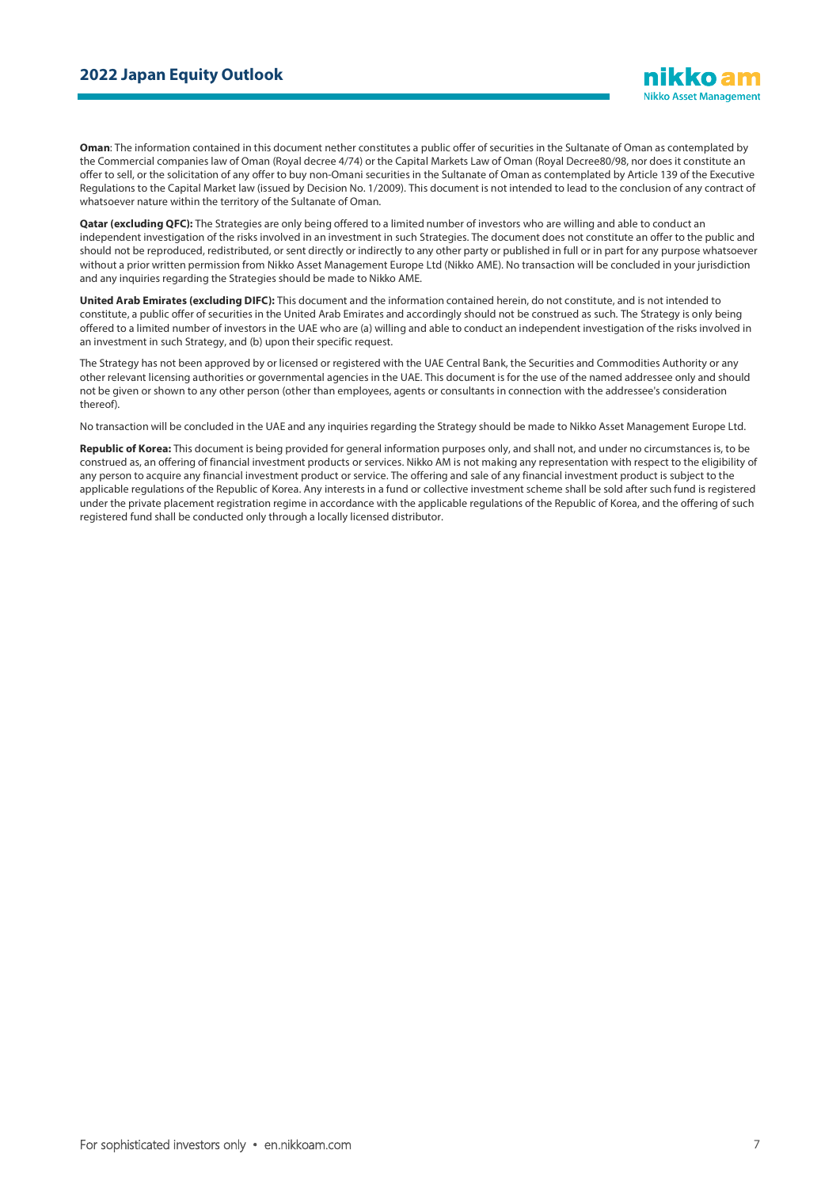**Oman**: The information contained in this document nether constitutes a public offer of securities in the Sultanate of Oman as contemplated by the Commercial companies law of Oman (Royal decree 4/74) or the Capital Markets Law of Oman (Royal Decree80/98, nor does it constitute an offer to sell, or the solicitation of any offer to buy non-Omani securities in the Sultanate of Oman as contemplated by Article 139 of the Executive Regulations to the Capital Market law (issued by Decision No. 1/2009). This document is not intended to lead to the conclusion of any contract of whatsoever nature within the territory of the Sultanate of Oman.

**Qatar (excluding QFC):** The Strategies are only being offered to a limited number of investors who are willing and able to conduct an independent investigation of the risks involved in an investment in such Strategies. The document does not constitute an offer to the public and should not be reproduced, redistributed, or sent directly or indirectly to any other party or published in full or in part for any purpose whatsoever without a prior written permission from Nikko Asset Management Europe Ltd (Nikko AME). No transaction will be concluded in your jurisdiction and any inquiries regarding the Strategies should be made to Nikko AME.

**United Arab Emirates (excluding DIFC):** This document and the information contained herein, do not constitute, and is not intended to constitute, a public offer of securities in the United Arab Emirates and accordingly should not be construed as such. The Strategy is only being offered to a limited number of investors in the UAE who are (a) willing and able to conduct an independent investigation of the risks involved in an investment in such Strategy, and (b) upon their specific request.

The Strategy has not been approved by or licensed or registered with the UAE Central Bank, the Securities and Commodities Authority or any other relevant licensing authorities or governmental agencies in the UAE. This document is for the use of the named addressee only and should not be given or shown to any other person (other than employees, agents or consultants in connection with the addressee's consideration thereof).

No transaction will be concluded in the UAE and any inquiries regarding the Strategy should be made to Nikko Asset Management Europe Ltd.

**Republic of Korea:** This document is being provided for general information purposes only, and shall not, and under no circumstances is, to be construed as, an offering of financial investment products or services. Nikko AM is not making any representation with respect to the eligibility of any person to acquire any financial investment product or service. The offering and sale of any financial investment product is subject to the applicable regulations of the Republic of Korea. Any interests in a fund or collective investment scheme shall be sold after such fund is registered under the private placement registration regime in accordance with the applicable regulations of the Republic of Korea, and the offering of such registered fund shall be conducted only through a locally licensed distributor.